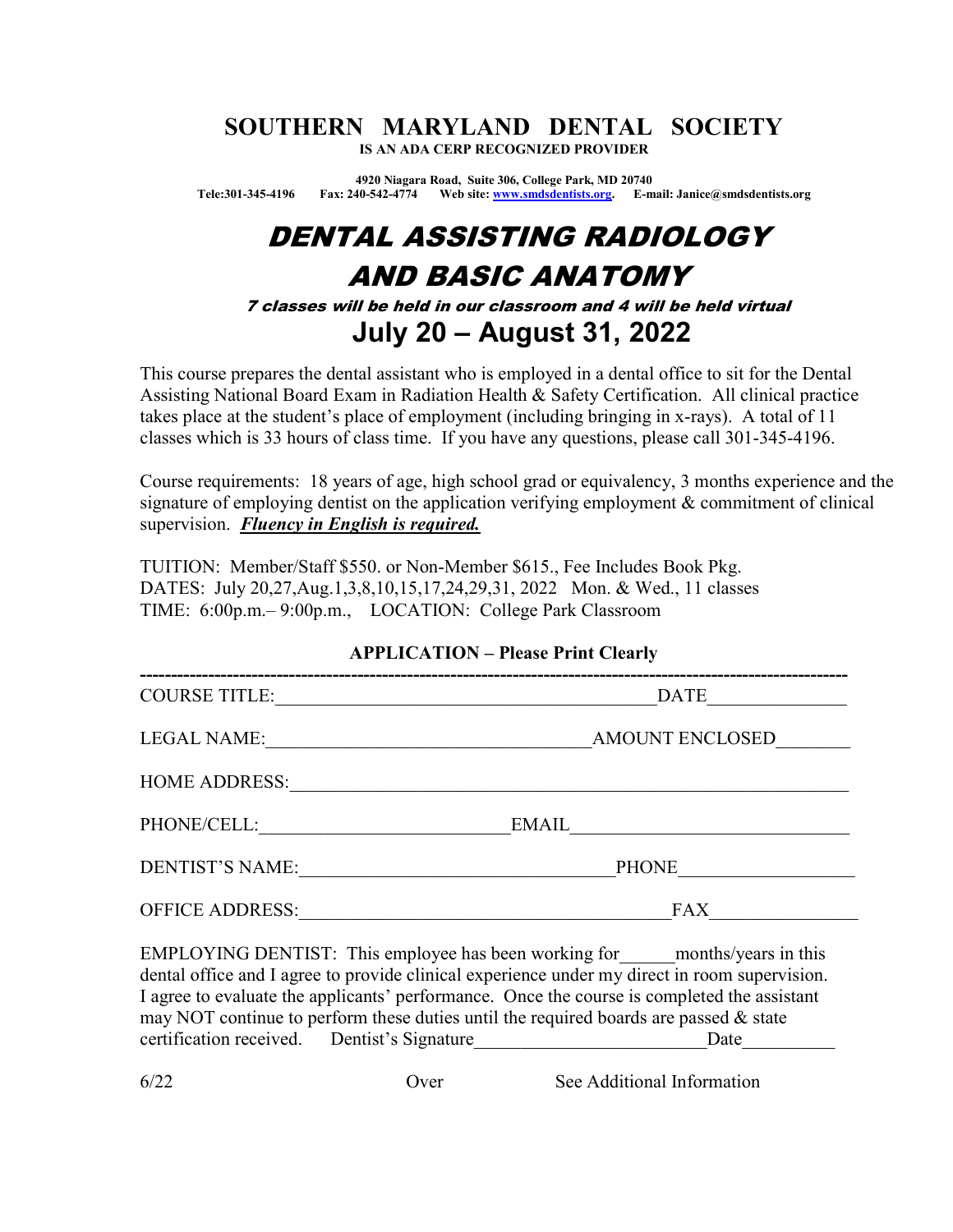# SOUTHERN MARYLAND DENTAL SOCIETY

**IS AN ADA CERP RECOGNIZED PROVIDER**

**4920 Niagara Road, Suite 306, College Park, MD 20740**
**Tele:301-345-4196 Fax: 240-542-4774 Web site: www.smdsdentists.org. E-mail: Janice@smdsdentists.org**

# *DENTAL ASSISTING RADIOLOGY AND BASIC ANATOMY*

***7 classes will be held in our classroom and 4 will be held virtual***

## July 20 – August 31, 2022

This course prepares the dental assistant who is employed in a dental office to sit for the Dental Assisting National Board Exam in Radiation Health & Safety Certification. All clinical practice takes place at the student's place of employment (including bringing in x-rays). A total of 11 classes which is 33 hours of class time. If you have any questions, please call 301-345-4196.

Course requirements: 18 years of age, high school grad or equivalency, 3 months experience and the signature of employing dentist on the application verifying employment & commitment of clinical supervision. ***Fluency in English is required.***

TUITION: Member/Staff $550. or Non-Member $615., Fee Includes Book Pkg.
DATES: July 20,27,Aug.1,3,8,10,15,17,24,29,31, 2022 Mon. & Wed., 11 classes
TIME: 6:00p.m.– 9:00p.m., LOCATION: College Park Classroom

**APPLICATION – Please Print Clearly**

---

COURSE TITLE:________________________________________ DATE_______________

LEGAL NAME:__________________________________ AMOUNT ENCLOSED________

HOME ADDRESS:_____________________________________________________________

PHONE/CELL:___________________________ EMAIL______________________________

DENTIST'S NAME:__________________________________ PHONE___________________

OFFICE ADDRESS:________________________________________ FAX________________

EMPLOYING DENTIST: This employee has been working for______months/years in this dental office and I agree to provide clinical experience under my direct in room supervision. I agree to evaluate the applicants' performance. Once the course is completed the assistant may NOT continue to perform these duties until the required boards are passed & state certification received. Dentist's Signature________________________Date__________

6/22 Over See Additional Information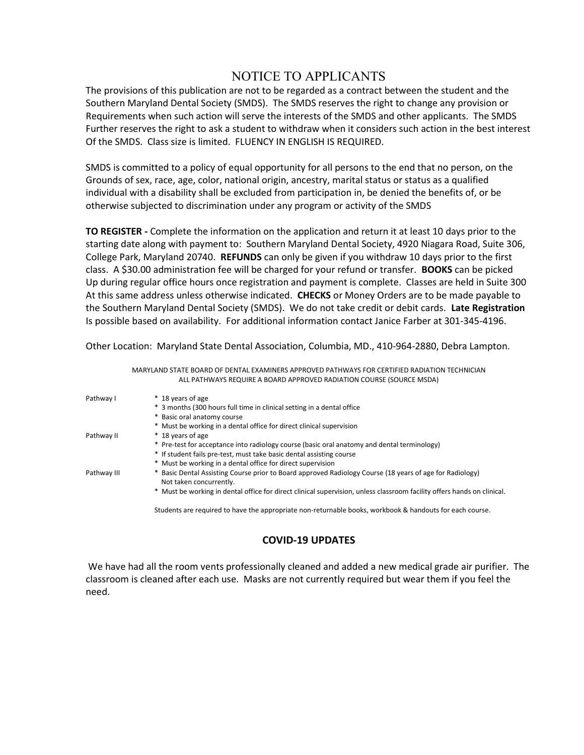# NOTICE TO APPLICANTS

The provisions of this publication are not to be regarded as a contract between the student and the Southern Maryland Dental Society (SMDS). The SMDS reserves the right to change any provision or Requirements when such action will serve the interests of the SMDS and other applicants. The SMDS Further reserves the right to ask a student to withdraw when it considers such action in the best interest Of the SMDS. Class size is limited. FLUENCY IN ENGLISH IS REQUIRED.

SMDS is committed to a policy of equal opportunity for all persons to the end that no person, on the Grounds of sex, race, age, color, national origin, ancestry, marital status or status as a qualified individual with a disability shall be excluded from participation in, be denied the benefits of, or be otherwise subjected to discrimination under any program or activity of the SMDS

**TO REGISTER -** Complete the information on the application and return it at least 10 days prior to the starting date along with payment to: Southern Maryland Dental Society, 4920 Niagara Road, Suite 306, College Park, Maryland 20740. **REFUNDS** can only be given if you withdraw 10 days prior to the first class. A $30.00 administration fee will be charged for your refund or transfer. **BOOKS** can be picked Up during regular office hours once registration and payment is complete. Classes are held in Suite 300 At this same address unless otherwise indicated. **CHECKS** or Money Orders are to be made payable to the Southern Maryland Dental Society (SMDS). We do not take credit or debit cards. **Late Registration** Is possible based on availability. For additional information contact Janice Farber at 301-345-4196.

Other Location: Maryland State Dental Association, Columbia, MD., 410-964-2880, Debra Lampton.

MARYLAND STATE BOARD OF DENTAL EXAMINERS APPROVED PATHWAYS FOR CERTIFIED RADIATION TECHNICIAN
ALL PATHWAYS REQUIRE A BOARD APPROVED RADIATION COURSE (SOURCE MSDA)

Pathway I
* 18 years of age
* 3 months (300 hours full time in clinical setting in a dental office
* Basic oral anatomy course
* Must be working in a dental office for direct clinical supervision

Pathway II
* 18 years of age
* Pre-test for acceptance into radiology course (basic oral anatomy and dental terminology)
* If student fails pre-test, must take basic dental assisting course
* Must be working in a dental office for direct supervision

Pathway III
* Basic Dental Assisting Course prior to Board approved Radiology Course (18 years of age for Radiology) Not taken concurrently.
* Must be working in dental office for direct clinical supervision, unless classroom facility offers hands on clinical.

Students are required to have the appropriate non-returnable books, workbook & handouts for each course.

## COVID-19 UPDATES

We have had all the room vents professionally cleaned and added a new medical grade air purifier. The classroom is cleaned after each use. Masks are not currently required but wear them if you feel the need.